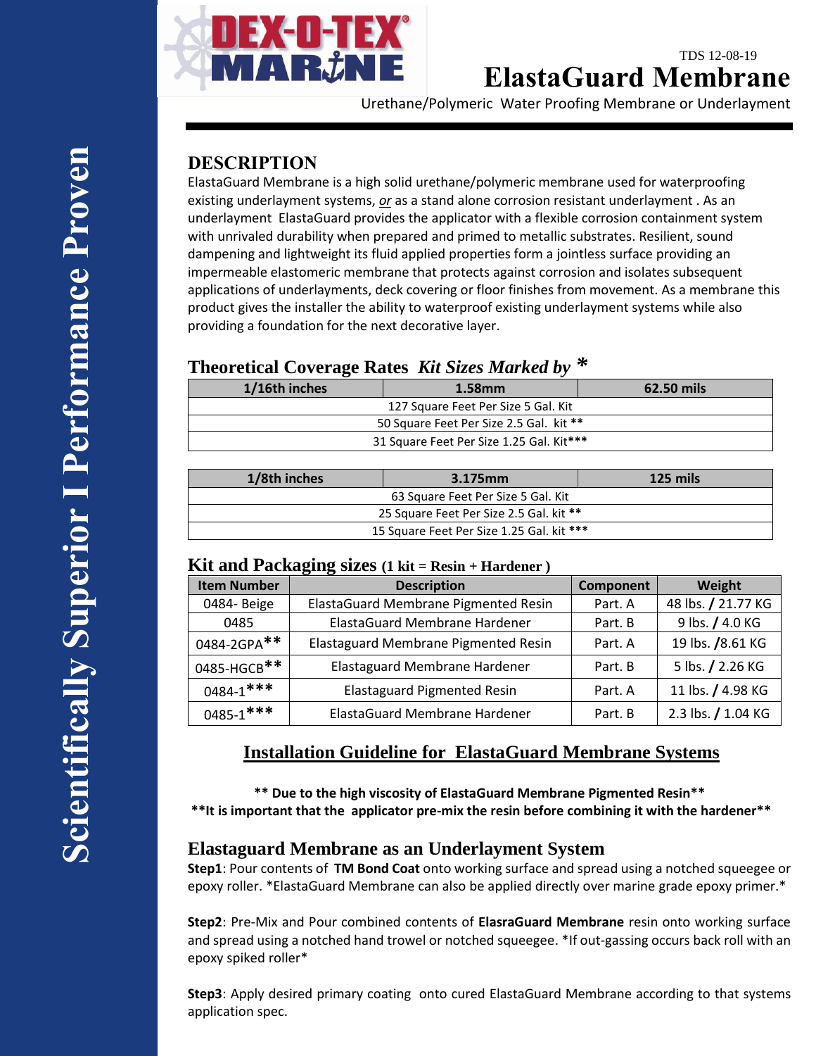DEX-O-TEX® MARINE

TDS 12-08-19

# ElastaGuard Membrane

Urethane/Polymeric Water Proofing Membrane or Underlayment

Scientifically Superior I Performance Proven

## DESCRIPTION

ElastaGuard Membrane is a high solid urethane/polymeric membrane used for waterproofing existing underlayment systems, *or* as a stand alone corrosion resistant underlayment . As an underlayment ElastaGuard provides the applicator with a flexible corrosion containment system with unrivaled durability when prepared and primed to metallic substrates. Resilient, sound dampening and lightweight its fluid applied properties form a jointless surface providing an impermeable elastomeric membrane that protects against corrosion and isolates subsequent applications of underlayments, deck covering or floor finishes from movement. As a membrane this product gives the installer the ability to waterproof existing underlayment systems while also providing a foundation for the next decorative layer.

## Theoretical Coverage Rates *Kit Sizes Marked by **

| 1/16th inches | 1.58mm | 62.50 mils |
|---|---|---|
| 127 Square Feet Per Size 5 Gal. Kit | | |
| 50 Square Feet Per Size 2.5 Gal. kit ** | | |
| 31 Square Feet Per Size 1.25 Gal. Kit*** | | |

| 1/8th inches | 3.175mm | 125 mils |
|---|---|---|
| 63 Square Feet Per Size 5 Gal. Kit | | |
| 25 Square Feet Per Size 2.5 Gal. kit ** | | |
| 15 Square Feet Per Size 1.25 Gal. kit *** | | |

## Kit and Packaging sizes (1 kit = Resin + Hardener )

| Item Number | Description | Component | Weight |
|---|---|---|---|
| 0484- Beige | ElastaGuard Membrane Pigmented Resin | Part. A | 48 lbs. / 21.77 KG |
| 0485 | ElastaGuard Membrane Hardener | Part. B | 9 lbs. / 4.0 KG |
| 0484-2GPA** | Elastaguard Membrane Pigmented Resin | Part. A | 19 lbs. /8.61 KG |
| 0485-HGCB** | Elastaguard Membrane Hardener | Part. B | 5 lbs. / 2.26 KG |
| 0484-1*** | Elastaguard Pigmented Resin | Part. A | 11 lbs. / 4.98 KG |
| 0485-1*** | ElastaGuard Membrane Hardener | Part. B | 2.3 lbs. / 1.04 KG |

## Installation Guideline for ElastaGuard Membrane Systems

**** Due to the high viscosity of ElastaGuard Membrane Pigmented Resin****
****It is important that the applicator pre-mix the resin before combining it with the hardener****

## Elastaguard Membrane as an Underlayment System

**Step1**: Pour contents of **TM Bond Coat** onto working surface and spread using a notched squeegee or epoxy roller. *ElastaGuard Membrane can also be applied directly over marine grade epoxy primer.*

**Step2**: Pre-Mix and Pour combined contents of **ElasraGuard Membrane** resin onto working surface and spread using a notched hand trowel or notched squeegee. *If out-gassing occurs back roll with an epoxy spiked roller*

**Step3**: Apply desired primary coating onto cured ElastaGuard Membrane according to that systems application spec.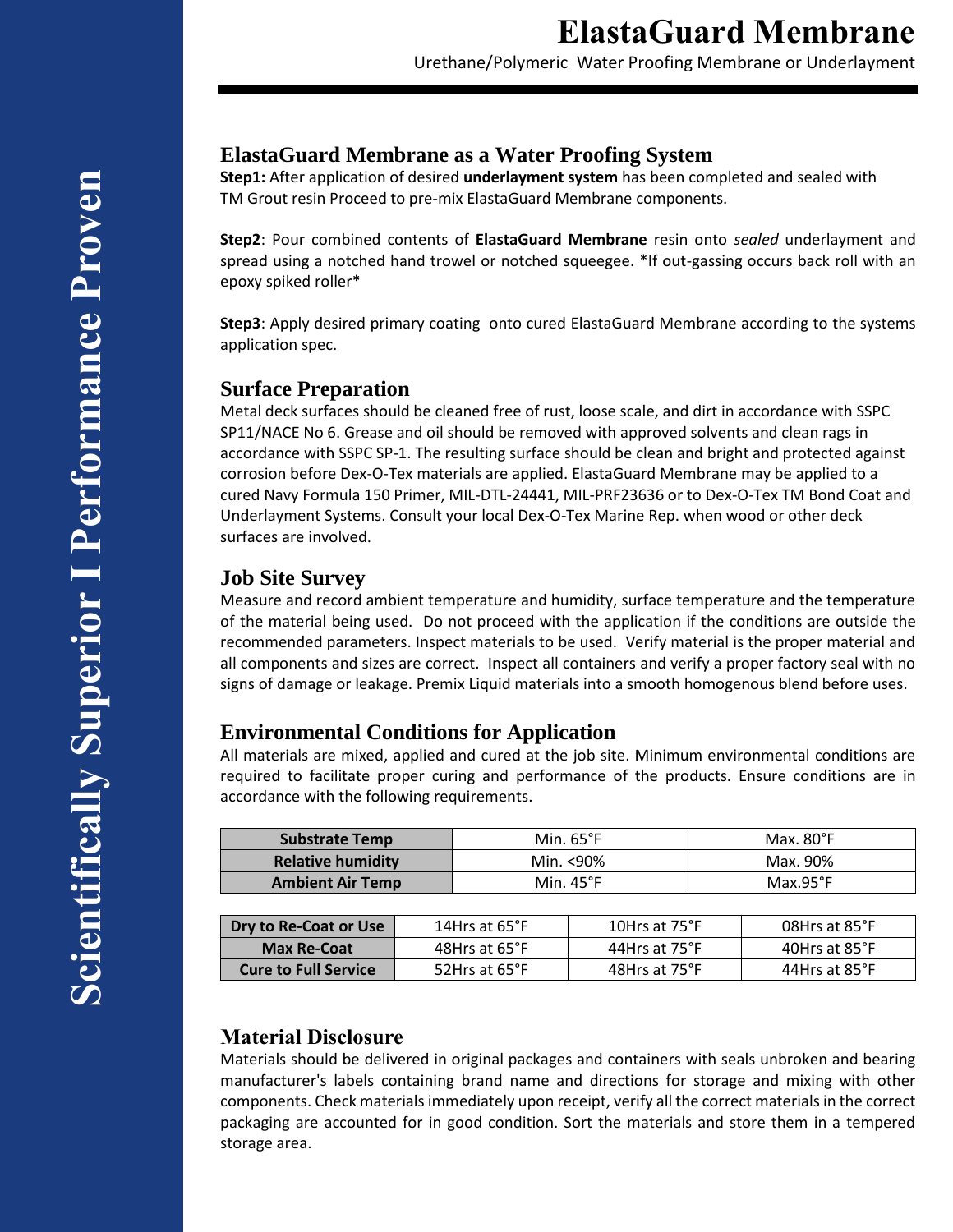# ElastaGuard Membrane

Urethane/Polymeric Water Proofing Membrane or Underlayment

## ElastaGuard Membrane as a Water Proofing System

**Step1:** After application of desired **underlayment system** has been completed and sealed with TM Grout resin Proceed to pre-mix ElastaGuard Membrane components.

**Step2**: Pour combined contents of **ElastaGuard Membrane** resin onto *sealed* underlayment and spread using a notched hand trowel or notched squeegee. *If out-gassing occurs back roll with an epoxy spiked roller*

**Step3**: Apply desired primary coating onto cured ElastaGuard Membrane according to the systems application spec.

## Surface Preparation

Metal deck surfaces should be cleaned free of rust, loose scale, and dirt in accordance with SSPC SP11/NACE No 6. Grease and oil should be removed with approved solvents and clean rags in accordance with SSPC SP-1. The resulting surface should be clean and bright and protected against corrosion before Dex-O-Tex materials are applied. ElastaGuard Membrane may be applied to a cured Navy Formula 150 Primer, MIL-DTL-24441, MIL-PRF23636 or to Dex-O-Tex TM Bond Coat and Underlayment Systems. Consult your local Dex-O-Tex Marine Rep. when wood or other deck surfaces are involved.

## Job Site Survey

Measure and record ambient temperature and humidity, surface temperature and the temperature of the material being used. Do not proceed with the application if the conditions are outside the recommended parameters. Inspect materials to be used. Verify material is the proper material and all components and sizes are correct. Inspect all containers and verify a proper factory seal with no signs of damage or leakage. Premix Liquid materials into a smooth homogenous blend before uses.

## Environmental Conditions for Application

All materials are mixed, applied and cured at the job site. Minimum environmental conditions are required to facilitate proper curing and performance of the products. Ensure conditions are in accordance with the following requirements.

| | | |
|---|---|---|
| **Substrate Temp** | Min. 65°F | Max. 80°F |
| **Relative humidity** | Min. <90% | Max. 90% |
| **Ambient Air Temp** | Min. 45°F | Max.95°F |

| | | | |
|---|---|---|---|
| **Dry to Re-Coat or Use** | 14Hrs at 65°F | 10Hrs at 75°F | 08Hrs at 85°F |
| **Max Re-Coat** | 48Hrs at 65°F | 44Hrs at 75°F | 40Hrs at 85°F |
| **Cure to Full Service** | 52Hrs at 65°F | 48Hrs at 75°F | 44Hrs at 85°F |

## Material Disclosure

Materials should be delivered in original packages and containers with seals unbroken and bearing manufacturer's labels containing brand name and directions for storage and mixing with other components. Check materials immediately upon receipt, verify all the correct materials in the correct packaging are accounted for in good condition. Sort the materials and store them in a tempered storage area.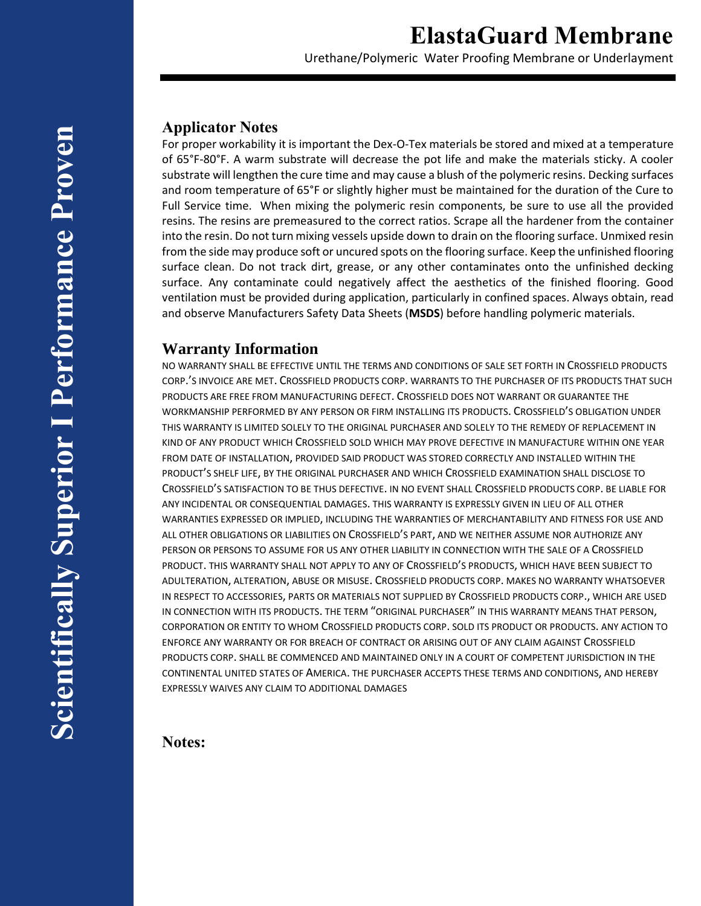# ElastaGuard Membrane

Urethane/Polymeric Water Proofing Membrane or Underlayment

Scientifically Superior I Performance Proven

## Applicator Notes

For proper workability it is important the Dex-O-Tex materials be stored and mixed at a temperature of 65˚F-80˚F. A warm substrate will decrease the pot life and make the materials sticky. A cooler substrate will lengthen the cure time and may cause a blush of the polymeric resins. Decking surfaces and room temperature of 65˚F or slightly higher must be maintained for the duration of the Cure to Full Service time. When mixing the polymeric resin components, be sure to use all the provided resins. The resins are premeasured to the correct ratios. Scrape all the hardener from the container into the resin. Do not turn mixing vessels upside down to drain on the flooring surface. Unmixed resin from the side may produce soft or uncured spots on the flooring surface. Keep the unfinished flooring surface clean. Do not track dirt, grease, or any other contaminates onto the unfinished decking surface. Any contaminate could negatively affect the aesthetics of the finished flooring. Good ventilation must be provided during application, particularly in confined spaces. Always obtain, read and observe Manufacturers Safety Data Sheets (**MSDS**) before handling polymeric materials.

## Warranty Information

NO WARRANTY SHALL BE EFFECTIVE UNTIL THE TERMS AND CONDITIONS OF SALE SET FORTH IN CROSSFIELD PRODUCTS CORP.'S INVOICE ARE MET. CROSSFIELD PRODUCTS CORP. WARRANTS TO THE PURCHASER OF ITS PRODUCTS THAT SUCH PRODUCTS ARE FREE FROM MANUFACTURING DEFECT. CROSSFIELD DOES NOT WARRANT OR GUARANTEE THE WORKMANSHIP PERFORMED BY ANY PERSON OR FIRM INSTALLING ITS PRODUCTS. CROSSFIELD'S OBLIGATION UNDER THIS WARRANTY IS LIMITED SOLELY TO THE ORIGINAL PURCHASER AND SOLELY TO THE REMEDY OF REPLACEMENT IN KIND OF ANY PRODUCT WHICH CROSSFIELD SOLD WHICH MAY PROVE DEFECTIVE IN MANUFACTURE WITHIN ONE YEAR FROM DATE OF INSTALLATION, PROVIDED SAID PRODUCT WAS STORED CORRECTLY AND INSTALLED WITHIN THE PRODUCT'S SHELF LIFE, BY THE ORIGINAL PURCHASER AND WHICH CROSSFIELD EXAMINATION SHALL DISCLOSE TO CROSSFIELD'S SATISFACTION TO BE THUS DEFECTIVE. IN NO EVENT SHALL CROSSFIELD PRODUCTS CORP. BE LIABLE FOR ANY INCIDENTAL OR CONSEQUENTIAL DAMAGES. THIS WARRANTY IS EXPRESSLY GIVEN IN LIEU OF ALL OTHER WARRANTIES EXPRESSED OR IMPLIED, INCLUDING THE WARRANTIES OF MERCHANTABILITY AND FITNESS FOR USE AND ALL OTHER OBLIGATIONS OR LIABILITIES ON CROSSFIELD'S PART, AND WE NEITHER ASSUME NOR AUTHORIZE ANY PERSON OR PERSONS TO ASSUME FOR US ANY OTHER LIABILITY IN CONNECTION WITH THE SALE OF A CROSSFIELD PRODUCT. THIS WARRANTY SHALL NOT APPLY TO ANY OF CROSSFIELD'S PRODUCTS, WHICH HAVE BEEN SUBJECT TO ADULTERATION, ALTERATION, ABUSE OR MISUSE. CROSSFIELD PRODUCTS CORP. MAKES NO WARRANTY WHATSOEVER IN RESPECT TO ACCESSORIES, PARTS OR MATERIALS NOT SUPPLIED BY CROSSFIELD PRODUCTS CORP., WHICH ARE USED IN CONNECTION WITH ITS PRODUCTS. THE TERM "ORIGINAL PURCHASER" IN THIS WARRANTY MEANS THAT PERSON, CORPORATION OR ENTITY TO WHOM CROSSFIELD PRODUCTS CORP. SOLD ITS PRODUCT OR PRODUCTS. ANY ACTION TO ENFORCE ANY WARRANTY OR FOR BREACH OF CONTRACT OR ARISING OUT OF ANY CLAIM AGAINST CROSSFIELD PRODUCTS CORP. SHALL BE COMMENCED AND MAINTAINED ONLY IN A COURT OF COMPETENT JURISDICTION IN THE CONTINENTAL UNITED STATES OF AMERICA. THE PURCHASER ACCEPTS THESE TERMS AND CONDITIONS, AND HEREBY EXPRESSLY WAIVES ANY CLAIM TO ADDITIONAL DAMAGES

## Notes: